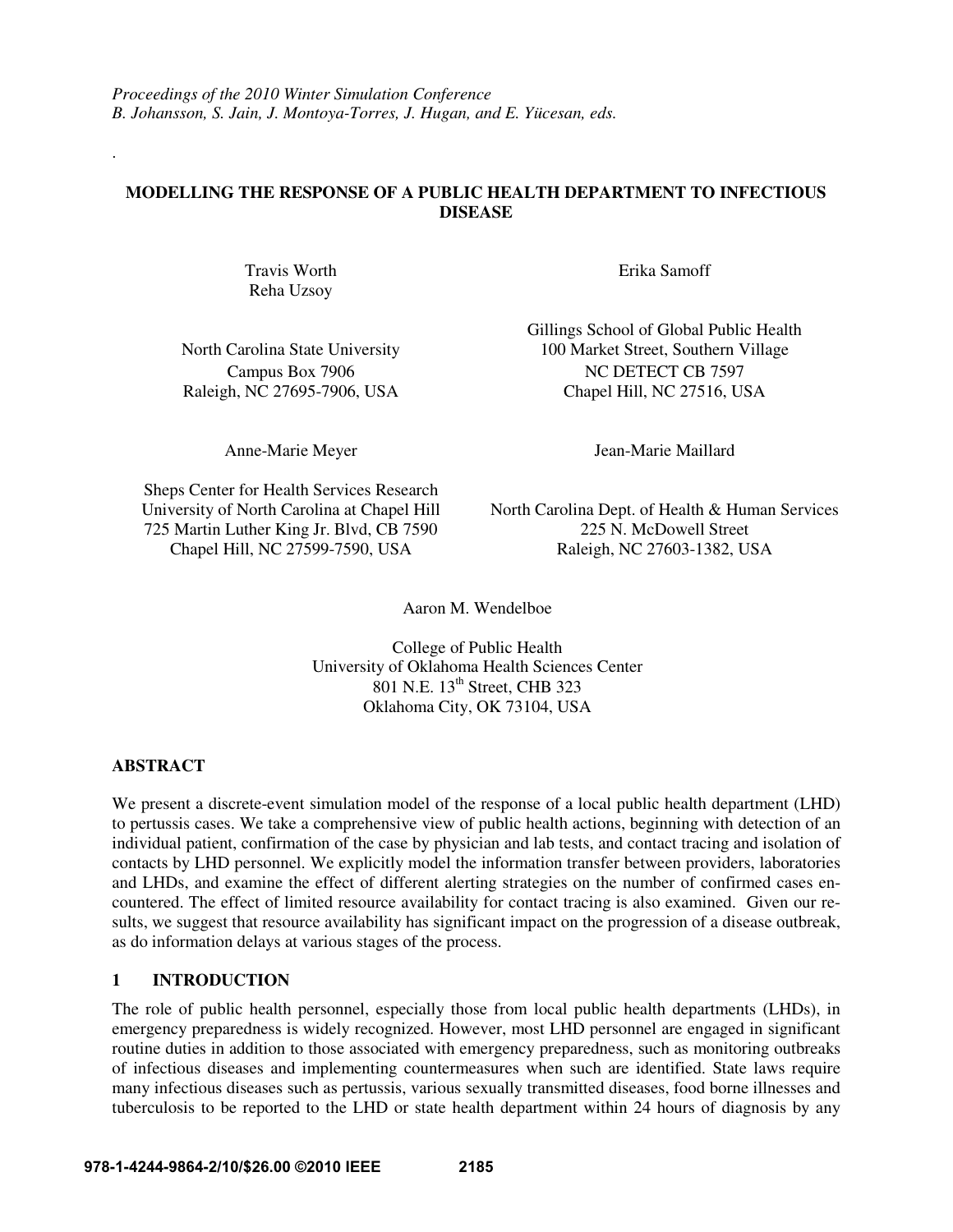*Proceedings of the 2010 Winter Simulation Conference*
*B. Johansson, S. Jain, J. Montoya-Torres, J. Hugan, and E. Yücesan, eds.*

# MODELLING THE RESPONSE OF A PUBLIC HEALTH DEPARTMENT TO INFECTIOUS DISEASE

Travis Worth
Reha Uzsoy

North Carolina State University
Campus Box 7906
Raleigh, NC 27695-7906, USA

Erika Samoff

Gillings School of Global Public Health
100 Market Street, Southern Village
NC DETECT CB 7597
Chapel Hill, NC 27516, USA

Anne-Marie Meyer

Sheps Center for Health Services Research
University of North Carolina at Chapel Hill
725 Martin Luther King Jr. Blvd, CB 7590
Chapel Hill, NC 27599-7590, USA

Jean-Marie Maillard

North Carolina Dept. of Health & Human Services
225 N. McDowell Street
Raleigh, NC 27603-1382, USA

Aaron M. Wendelboe

College of Public Health
University of Oklahoma Health Sciences Center
801 N.E. 13th Street, CHB 323
Oklahoma City, OK 73104, USA

## ABSTRACT

We present a discrete-event simulation model of the response of a local public health department (LHD) to pertussis cases. We take a comprehensive view of public health actions, beginning with detection of an individual patient, confirmation of the case by physician and lab tests, and contact tracing and isolation of contacts by LHD personnel. We explicitly model the information transfer between providers, laboratories and LHDs, and examine the effect of different alerting strategies on the number of confirmed cases encountered. The effect of limited resource availability for contact tracing is also examined. Given our results, we suggest that resource availability has significant impact on the progression of a disease outbreak, as do information delays at various stages of the process.

## 1 INTRODUCTION

The role of public health personnel, especially those from local public health departments (LHDs), in emergency preparedness is widely recognized. However, most LHD personnel are engaged in significant routine duties in addition to those associated with emergency preparedness, such as monitoring outbreaks of infectious diseases and implementing countermeasures when such are identified. State laws require many infectious diseases such as pertussis, various sexually transmitted diseases, food borne illnesses and tuberculosis to be reported to the LHD or state health department within 24 hours of diagnosis by any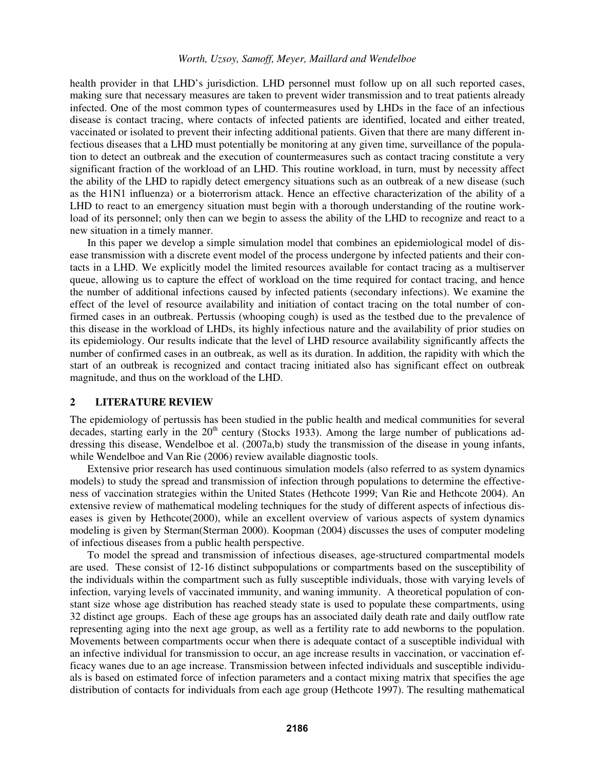health provider in that LHD's jurisdiction. LHD personnel must follow up on all such reported cases, making sure that necessary measures are taken to prevent wider transmission and to treat patients already infected. One of the most common types of countermeasures used by LHDs in the face of an infectious disease is contact tracing, where contacts of infected patients are identified, located and either treated, vaccinated or isolated to prevent their infecting additional patients. Given that there are many different infectious diseases that a LHD must potentially be monitoring at any given time, surveillance of the population to detect an outbreak and the execution of countermeasures such as contact tracing constitute a very significant fraction of the workload of an LHD. This routine workload, in turn, must by necessity affect the ability of the LHD to rapidly detect emergency situations such as an outbreak of a new disease (such as the H1N1 influenza) or a bioterrorism attack. Hence an effective characterization of the ability of a LHD to react to an emergency situation must begin with a thorough understanding of the routine workload of its personnel; only then can we begin to assess the ability of the LHD to recognize and react to a new situation in a timely manner.

In this paper we develop a simple simulation model that combines an epidemiological model of disease transmission with a discrete event model of the process undergone by infected patients and their contacts in a LHD. We explicitly model the limited resources available for contact tracing as a multiserver queue, allowing us to capture the effect of workload on the time required for contact tracing, and hence the number of additional infections caused by infected patients (secondary infections). We examine the effect of the level of resource availability and initiation of contact tracing on the total number of confirmed cases in an outbreak. Pertussis (whooping cough) is used as the testbed due to the prevalence of this disease in the workload of LHDs, its highly infectious nature and the availability of prior studies on its epidemiology. Our results indicate that the level of LHD resource availability significantly affects the number of confirmed cases in an outbreak, as well as its duration. In addition, the rapidity with which the start of an outbreak is recognized and contact tracing initiated also has significant effect on outbreak magnitude, and thus on the workload of the LHD.

## 2 LITERATURE REVIEW

The epidemiology of pertussis has been studied in the public health and medical communities for several decades, starting early in the 20th century (Stocks 1933). Among the large number of publications addressing this disease, Wendelboe et al. (2007a,b) study the transmission of the disease in young infants, while Wendelboe and Van Rie (2006) review available diagnostic tools.

Extensive prior research has used continuous simulation models (also referred to as system dynamics models) to study the spread and transmission of infection through populations to determine the effectiveness of vaccination strategies within the United States (Hethcote 1999; Van Rie and Hethcote 2004). An extensive review of mathematical modeling techniques for the study of different aspects of infectious diseases is given by Hethcote(2000), while an excellent overview of various aspects of system dynamics modeling is given by Sterman(Sterman 2000). Koopman (2004) discusses the uses of computer modeling of infectious diseases from a public health perspective.

To model the spread and transmission of infectious diseases, age-structured compartmental models are used. These consist of 12-16 distinct subpopulations or compartments based on the susceptibility of the individuals within the compartment such as fully susceptible individuals, those with varying levels of infection, varying levels of vaccinated immunity, and waning immunity. A theoretical population of constant size whose age distribution has reached steady state is used to populate these compartments, using 32 distinct age groups. Each of these age groups has an associated daily death rate and daily outflow rate representing aging into the next age group, as well as a fertility rate to add newborns to the population. Movements between compartments occur when there is adequate contact of a susceptible individual with an infective individual for transmission to occur, an age increase results in vaccination, or vaccination efficacy wanes due to an age increase. Transmission between infected individuals and susceptible individuals is based on estimated force of infection parameters and a contact mixing matrix that specifies the age distribution of contacts for individuals from each age group (Hethcote 1997). The resulting mathematical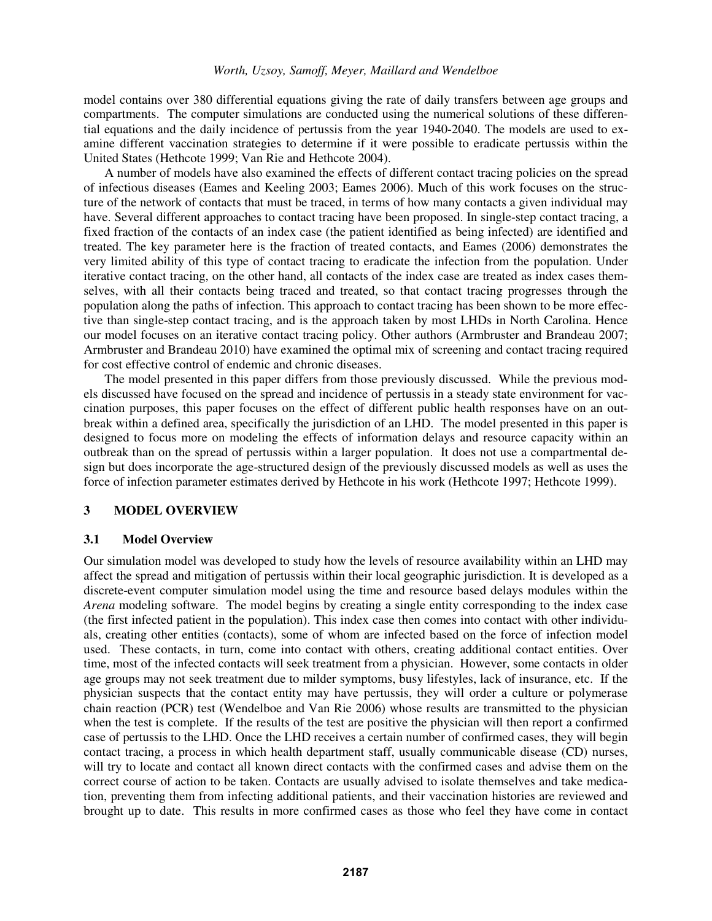model contains over 380 differential equations giving the rate of daily transfers between age groups and compartments. The computer simulations are conducted using the numerical solutions of these differential equations and the daily incidence of pertussis from the year 1940-2040. The models are used to examine different vaccination strategies to determine if it were possible to eradicate pertussis within the United States (Hethcote 1999; Van Rie and Hethcote 2004).

A number of models have also examined the effects of different contact tracing policies on the spread of infectious diseases (Eames and Keeling 2003; Eames 2006). Much of this work focuses on the structure of the network of contacts that must be traced, in terms of how many contacts a given individual may have. Several different approaches to contact tracing have been proposed. In single-step contact tracing, a fixed fraction of the contacts of an index case (the patient identified as being infected) are identified and treated. The key parameter here is the fraction of treated contacts, and Eames (2006) demonstrates the very limited ability of this type of contact tracing to eradicate the infection from the population. Under iterative contact tracing, on the other hand, all contacts of the index case are treated as index cases themselves, with all their contacts being traced and treated, so that contact tracing progresses through the population along the paths of infection. This approach to contact tracing has been shown to be more effective than single-step contact tracing, and is the approach taken by most LHDs in North Carolina. Hence our model focuses on an iterative contact tracing policy. Other authors (Armbruster and Brandeau 2007; Armbruster and Brandeau 2010) have examined the optimal mix of screening and contact tracing required for cost effective control of endemic and chronic diseases.

The model presented in this paper differs from those previously discussed. While the previous models discussed have focused on the spread and incidence of pertussis in a steady state environment for vaccination purposes, this paper focuses on the effect of different public health responses have on an outbreak within a defined area, specifically the jurisdiction of an LHD. The model presented in this paper is designed to focus more on modeling the effects of information delays and resource capacity within an outbreak than on the spread of pertussis within a larger population. It does not use a compartmental design but does incorporate the age-structured design of the previously discussed models as well as uses the force of infection parameter estimates derived by Hethcote in his work (Hethcote 1997; Hethcote 1999).

## 3 MODEL OVERVIEW

### 3.1 Model Overview

Our simulation model was developed to study how the levels of resource availability within an LHD may affect the spread and mitigation of pertussis within their local geographic jurisdiction. It is developed as a discrete-event computer simulation model using the time and resource based delays modules within the *Arena* modeling software. The model begins by creating a single entity corresponding to the index case (the first infected patient in the population). This index case then comes into contact with other individuals, creating other entities (contacts), some of whom are infected based on the force of infection model used. These contacts, in turn, come into contact with others, creating additional contact entities. Over time, most of the infected contacts will seek treatment from a physician. However, some contacts in older age groups may not seek treatment due to milder symptoms, busy lifestyles, lack of insurance, etc. If the physician suspects that the contact entity may have pertussis, they will order a culture or polymerase chain reaction (PCR) test (Wendelboe and Van Rie 2006) whose results are transmitted to the physician when the test is complete. If the results of the test are positive the physician will then report a confirmed case of pertussis to the LHD. Once the LHD receives a certain number of confirmed cases, they will begin contact tracing, a process in which health department staff, usually communicable disease (CD) nurses, will try to locate and contact all known direct contacts with the confirmed cases and advise them on the correct course of action to be taken. Contacts are usually advised to isolate themselves and take medication, preventing them from infecting additional patients, and their vaccination histories are reviewed and brought up to date. This results in more confirmed cases as those who feel they have come in contact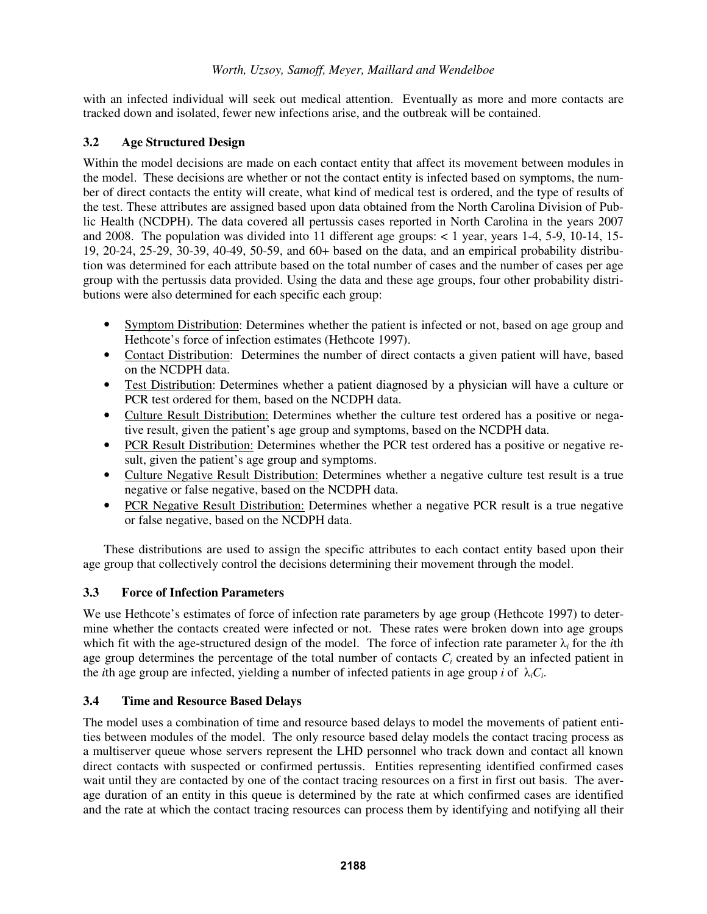with an infected individual will seek out medical attention. Eventually as more and more contacts are tracked down and isolated, fewer new infections arise, and the outbreak will be contained.

### 3.2 Age Structured Design

Within the model decisions are made on each contact entity that affect its movement between modules in the model. These decisions are whether or not the contact entity is infected based on symptoms, the number of direct contacts the entity will create, what kind of medical test is ordered, and the type of results of the test. These attributes are assigned based upon data obtained from the North Carolina Division of Public Health (NCDPH). The data covered all pertussis cases reported in North Carolina in the years 2007 and 2008. The population was divided into 11 different age groups: < 1 year, years 1-4, 5-9, 10-14, 15-19, 20-24, 25-29, 30-39, 40-49, 50-59, and 60+ based on the data, and an empirical probability distribution was determined for each attribute based on the total number of cases and the number of cases per age group with the pertussis data provided. Using the data and these age groups, four other probability distributions were also determined for each specific each group:

- Symptom Distribution: Determines whether the patient is infected or not, based on age group and Hethcote's force of infection estimates (Hethcote 1997).
- Contact Distribution: Determines the number of direct contacts a given patient will have, based on the NCDPH data.
- Test Distribution: Determines whether a patient diagnosed by a physician will have a culture or PCR test ordered for them, based on the NCDPH data.
- Culture Result Distribution: Determines whether the culture test ordered has a positive or negative result, given the patient's age group and symptoms, based on the NCDPH data.
- PCR Result Distribution: Determines whether the PCR test ordered has a positive or negative result, given the patient's age group and symptoms.
- Culture Negative Result Distribution: Determines whether a negative culture test result is a true negative or false negative, based on the NCDPH data.
- PCR Negative Result Distribution: Determines whether a negative PCR result is a true negative or false negative, based on the NCDPH data.

These distributions are used to assign the specific attributes to each contact entity based upon their age group that collectively control the decisions determining their movement through the model.

### 3.3 Force of Infection Parameters

We use Hethcote's estimates of force of infection rate parameters by age group (Hethcote 1997) to determine whether the contacts created were infected or not. These rates were broken down into age groups which fit with the age-structured design of the model. The force of infection rate parameter $\lambda_i$ for the *i*th age group determines the percentage of the total number of contacts $C_i$ created by an infected patient in the *i*th age group are infected, yielding a number of infected patients in age group *i* of $\lambda_i C_i$.

### 3.4 Time and Resource Based Delays

The model uses a combination of time and resource based delays to model the movements of patient entities between modules of the model. The only resource based delay models the contact tracing process as a multiserver queue whose servers represent the LHD personnel who track down and contact all known direct contacts with suspected or confirmed pertussis. Entities representing identified confirmed cases wait until they are contacted by one of the contact tracing resources on a first in first out basis. The average duration of an entity in this queue is determined by the rate at which confirmed cases are identified and the rate at which the contact tracing resources can process them by identifying and notifying all their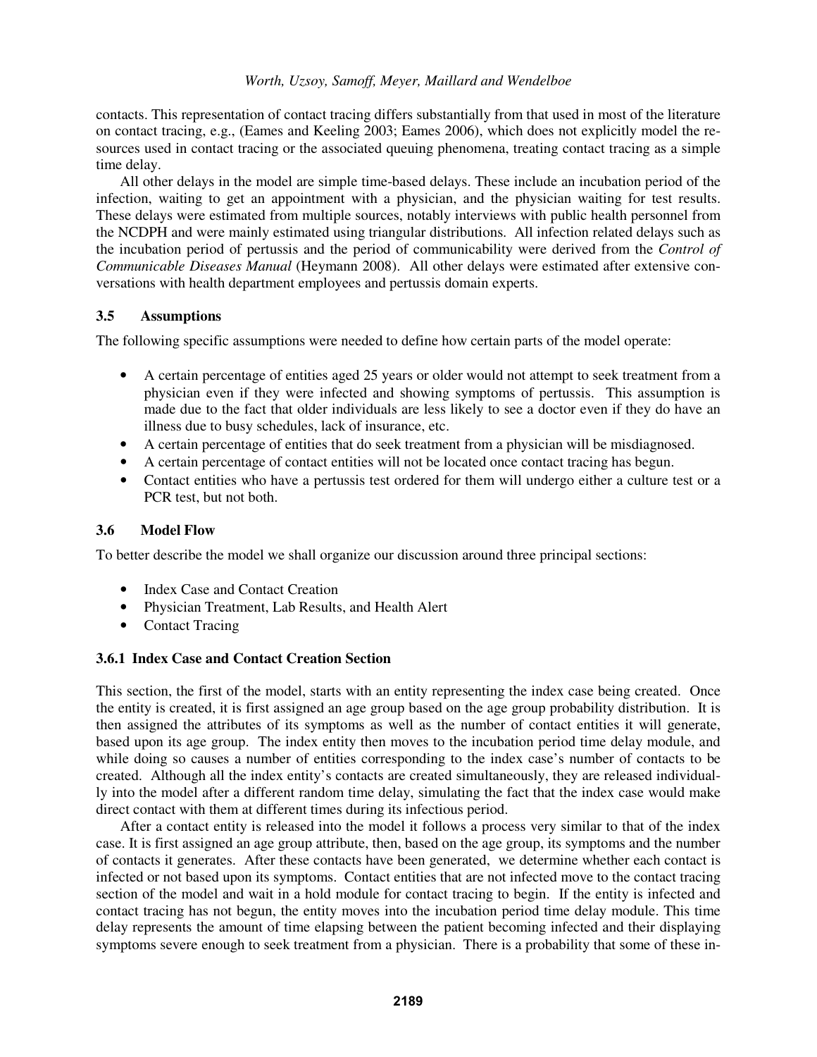contacts. This representation of contact tracing differs substantially from that used in most of the literature on contact tracing, e.g., (Eames and Keeling 2003; Eames 2006), which does not explicitly model the resources used in contact tracing or the associated queuing phenomena, treating contact tracing as a simple time delay.

All other delays in the model are simple time-based delays. These include an incubation period of the infection, waiting to get an appointment with a physician, and the physician waiting for test results. These delays were estimated from multiple sources, notably interviews with public health personnel from the NCDPH and were mainly estimated using triangular distributions. All infection related delays such as the incubation period of pertussis and the period of communicability were derived from the *Control of Communicable Diseases Manual* (Heymann 2008). All other delays were estimated after extensive conversations with health department employees and pertussis domain experts.

### 3.5 Assumptions

The following specific assumptions were needed to define how certain parts of the model operate:

- A certain percentage of entities aged 25 years or older would not attempt to seek treatment from a physician even if they were infected and showing symptoms of pertussis. This assumption is made due to the fact that older individuals are less likely to see a doctor even if they do have an illness due to busy schedules, lack of insurance, etc.
- A certain percentage of entities that do seek treatment from a physician will be misdiagnosed.
- A certain percentage of contact entities will not be located once contact tracing has begun.
- Contact entities who have a pertussis test ordered for them will undergo either a culture test or a PCR test, but not both.

### 3.6 Model Flow

To better describe the model we shall organize our discussion around three principal sections:

- Index Case and Contact Creation
- Physician Treatment, Lab Results, and Health Alert
- Contact Tracing

#### 3.6.1 Index Case and Contact Creation Section

This section, the first of the model, starts with an entity representing the index case being created. Once the entity is created, it is first assigned an age group based on the age group probability distribution. It is then assigned the attributes of its symptoms as well as the number of contact entities it will generate, based upon its age group. The index entity then moves to the incubation period time delay module, and while doing so causes a number of entities corresponding to the index case's number of contacts to be created. Although all the index entity's contacts are created simultaneously, they are released individually into the model after a different random time delay, simulating the fact that the index case would make direct contact with them at different times during its infectious period.

After a contact entity is released into the model it follows a process very similar to that of the index case. It is first assigned an age group attribute, then, based on the age group, its symptoms and the number of contacts it generates. After these contacts have been generated, we determine whether each contact is infected or not based upon its symptoms. Contact entities that are not infected move to the contact tracing section of the model and wait in a hold module for contact tracing to begin. If the entity is infected and contact tracing has not begun, the entity moves into the incubation period time delay module. This time delay represents the amount of time elapsing between the patient becoming infected and their displaying symptoms severe enough to seek treatment from a physician. There is a probability that some of these in-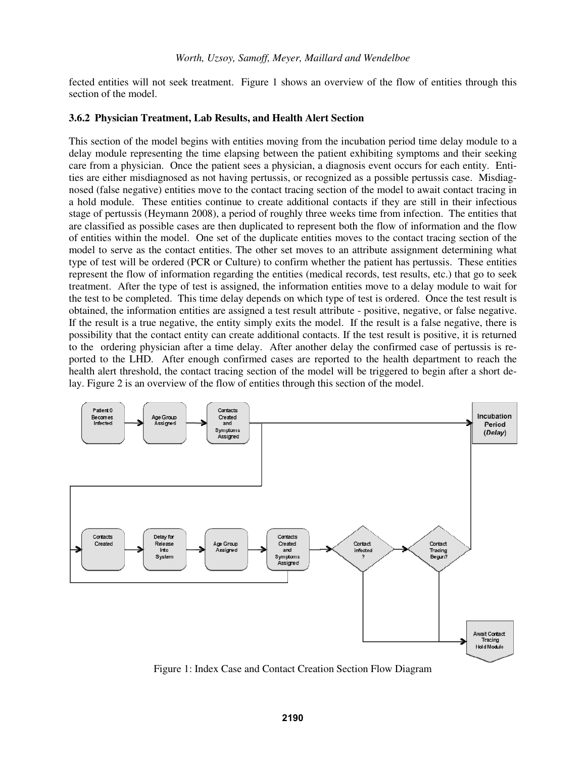fected entities will not seek treatment. Figure 1 shows an overview of the flow of entities through this section of the model.

### 3.6.2 Physician Treatment, Lab Results, and Health Alert Section

This section of the model begins with entities moving from the incubation period time delay module to a delay module representing the time elapsing between the patient exhibiting symptoms and their seeking care from a physician. Once the patient sees a physician, a diagnosis event occurs for each entity. Entities are either misdiagnosed as not having pertussis, or recognized as a possible pertussis case. Misdiagnosed (false negative) entities move to the contact tracing section of the model to await contact tracing in a hold module. These entities continue to create additional contacts if they are still in their infectious stage of pertussis (Heymann 2008), a period of roughly three weeks time from infection. The entities that are classified as possible cases are then duplicated to represent both the flow of information and the flow of entities within the model. One set of the duplicate entities moves to the contact tracing section of the model to serve as the contact entities. The other set moves to an attribute assignment determining what type of test will be ordered (PCR or Culture) to confirm whether the patient has pertussis. These entities represent the flow of information regarding the entities (medical records, test results, etc.) that go to seek treatment. After the type of test is assigned, the information entities move to a delay module to wait for the test to be completed. This time delay depends on which type of test is ordered. Once the test result is obtained, the information entities are assigned a test result attribute - positive, negative, or false negative. If the result is a true negative, the entity simply exits the model. If the result is a false negative, there is possibility that the contact entity can create additional contacts. If the test result is positive, it is returned to the ordering physician after a time delay. After another delay the confirmed case of pertussis is reported to the LHD. After enough confirmed cases are reported to the health department to reach the health alert threshold, the contact tracing section of the model will be triggered to begin after a short delay. Figure 2 is an overview of the flow of entities through this section of the model.

Patient 0 Becomes Infected
Age Group Assigned
Contacts Created and Symptoms Assigned
Incubation Period (*Delay*)
Contacts Created
Delay for Release Into System
Age Group Assigned
Contacts Created and Symptoms Assigned
Contact Infected ?
Contact Tracing Begun?
Await Contact Tracing Hold Module

Figure 1: Index Case and Contact Creation Section Flow Diagram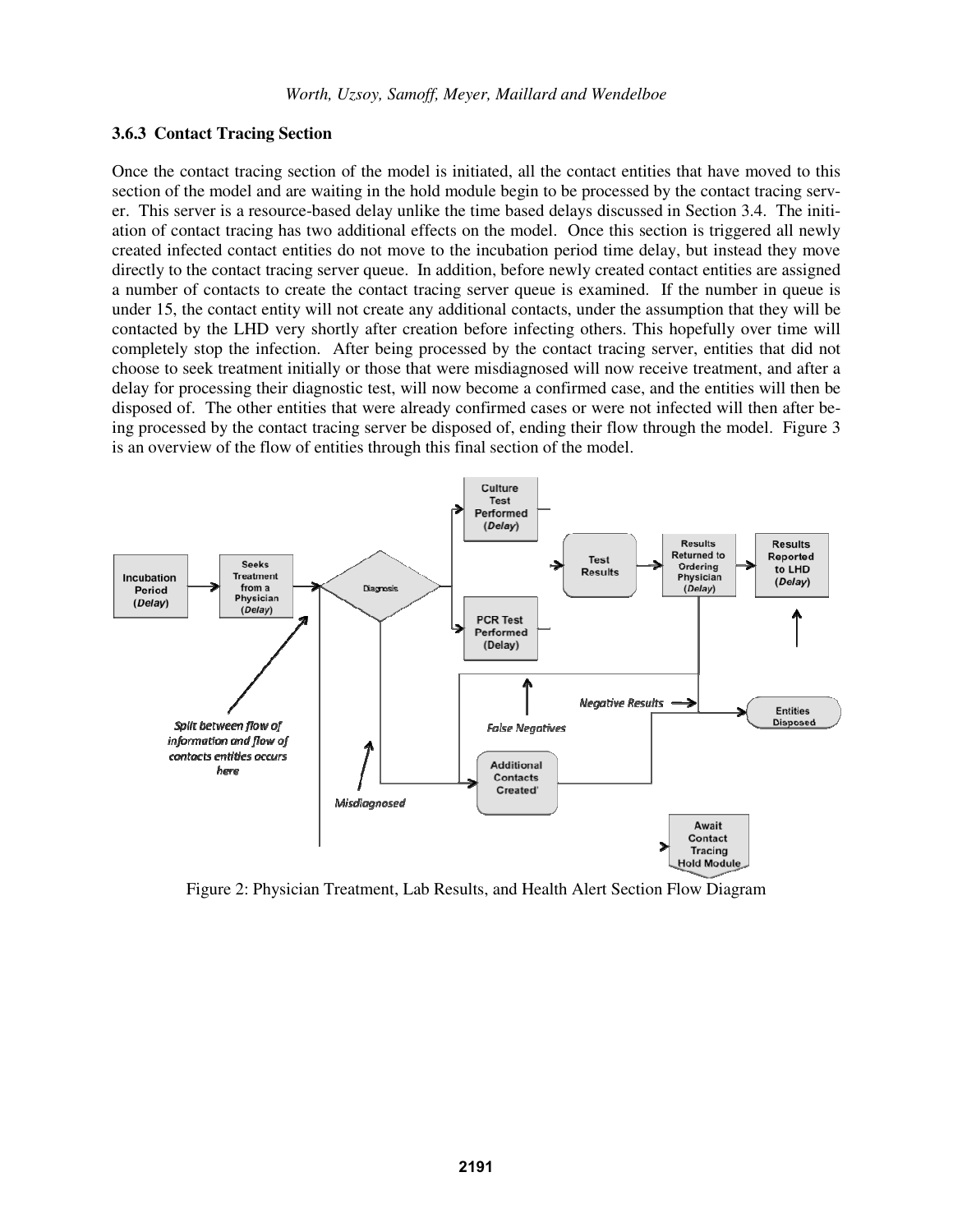### 3.6.3 Contact Tracing Section

Once the contact tracing section of the model is initiated, all the contact entities that have moved to this section of the model and are waiting in the hold module begin to be processed by the contact tracing server. This server is a resource-based delay unlike the time based delays discussed in Section 3.4. The initiation of contact tracing has two additional effects on the model. Once this section is triggered all newly created infected contact entities do not move to the incubation period time delay, but instead they move directly to the contact tracing server queue. In addition, before newly created contact entities are assigned a number of contacts to create the contact tracing server queue is examined. If the number in queue is under 15, the contact entity will not create any additional contacts, under the assumption that they will be contacted by the LHD very shortly after creation before infecting others. This hopefully over time will completely stop the infection. After being processed by the contact tracing server, entities that did not choose to seek treatment initially or those that were misdiagnosed will now receive treatment, and after a delay for processing their diagnostic test, will now become a confirmed case, and the entities will then be disposed of. The other entities that were already confirmed cases or were not infected will then after being processed by the contact tracing server be disposed of, ending their flow through the model. Figure 3 is an overview of the flow of entities through this final section of the model.

Figure 2: Physician Treatment, Lab Results, and Health Alert Section Flow Diagram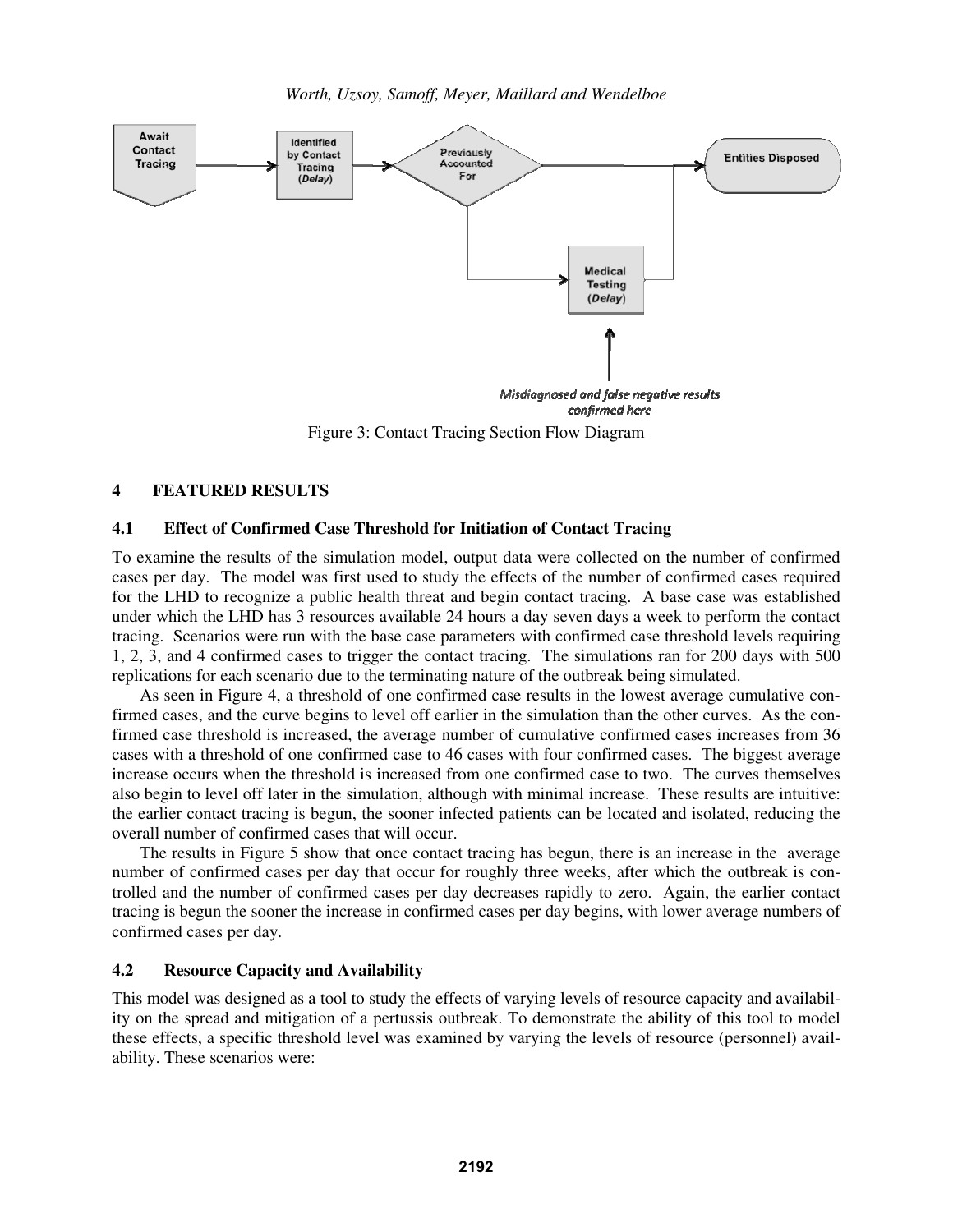Figure 3: Contact Tracing Section Flow Diagram

## 4 FEATURED RESULTS

### 4.1 Effect of Confirmed Case Threshold for Initiation of Contact Tracing

To examine the results of the simulation model, output data were collected on the number of confirmed cases per day. The model was first used to study the effects of the number of confirmed cases required for the LHD to recognize a public health threat and begin contact tracing. A base case was established under which the LHD has 3 resources available 24 hours a day seven days a week to perform the contact tracing. Scenarios were run with the base case parameters with confirmed case threshold levels requiring 1, 2, 3, and 4 confirmed cases to trigger the contact tracing. The simulations ran for 200 days with 500 replications for each scenario due to the terminating nature of the outbreak being simulated.

As seen in Figure 4, a threshold of one confirmed case results in the lowest average cumulative confirmed cases, and the curve begins to level off earlier in the simulation than the other curves. As the confirmed case threshold is increased, the average number of cumulative confirmed cases increases from 36 cases with a threshold of one confirmed case to 46 cases with four confirmed cases. The biggest average increase occurs when the threshold is increased from one confirmed case to two. The curves themselves also begin to level off later in the simulation, although with minimal increase. These results are intuitive: the earlier contact tracing is begun, the sooner infected patients can be located and isolated, reducing the overall number of confirmed cases that will occur.

The results in Figure 5 show that once contact tracing has begun, there is an increase in the average number of confirmed cases per day that occur for roughly three weeks, after which the outbreak is controlled and the number of confirmed cases per day decreases rapidly to zero. Again, the earlier contact tracing is begun the sooner the increase in confirmed cases per day begins, with lower average numbers of confirmed cases per day.

### 4.2 Resource Capacity and Availability

This model was designed as a tool to study the effects of varying levels of resource capacity and availability on the spread and mitigation of a pertussis outbreak. To demonstrate the ability of this tool to model these effects, a specific threshold level was examined by varying the levels of resource (personnel) availability. These scenarios were: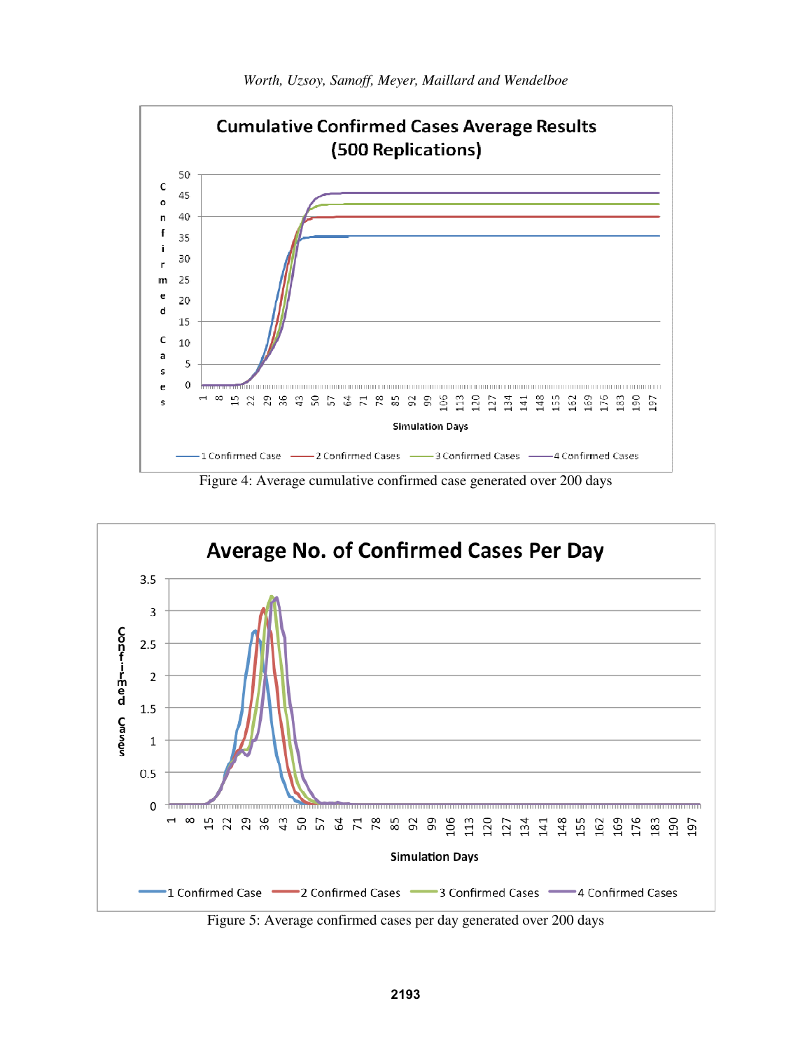Figure 4: Average cumulative confirmed case generated over 200 days

Figure 5: Average confirmed cases per day generated over 200 days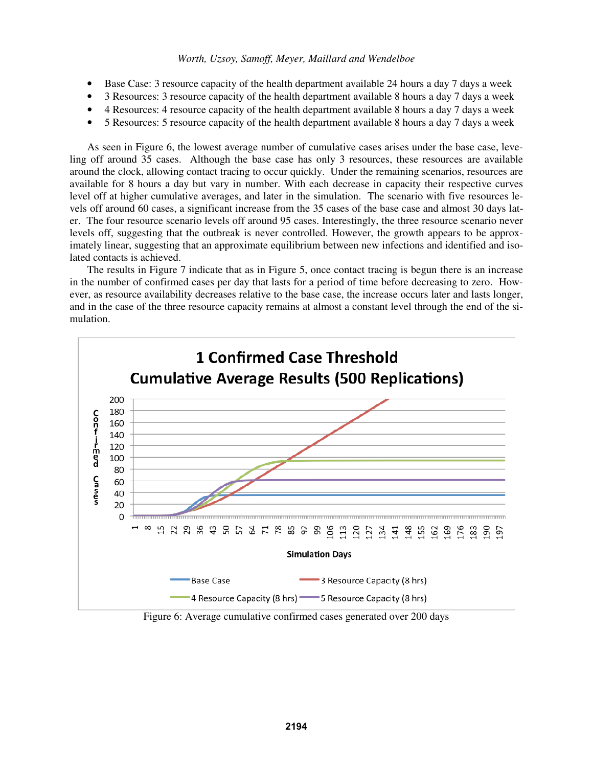- Base Case: 3 resource capacity of the health department available 24 hours a day 7 days a week
- 3 Resources: 3 resource capacity of the health department available 8 hours a day 7 days a week
- 4 Resources: 4 resource capacity of the health department available 8 hours a day 7 days a week
- 5 Resources: 5 resource capacity of the health department available 8 hours a day 7 days a week

As seen in Figure 6, the lowest average number of cumulative cases arises under the base case, leveling off around 35 cases. Although the base case has only 3 resources, these resources are available around the clock, allowing contact tracing to occur quickly. Under the remaining scenarios, resources are available for 8 hours a day but vary in number. With each decrease in capacity their respective curves level off at higher cumulative averages, and later in the simulation. The scenario with five resources levels off around 60 cases, a significant increase from the 35 cases of the base case and almost 30 days later. The four resource scenario levels off around 95 cases. Interestingly, the three resource scenario never levels off, suggesting that the outbreak is never controlled. However, the growth appears to be approximately linear, suggesting that an approximate equilibrium between new infections and identified and isolated contacts is achieved.

The results in Figure 7 indicate that as in Figure 5, once contact tracing is begun there is an increase in the number of confirmed cases per day that lasts for a period of time before decreasing to zero. However, as resource availability decreases relative to the base case, the increase occurs later and lasts longer, and in the case of the three resource capacity remains at almost a constant level through the end of the simulation.

Figure 6: Average cumulative confirmed cases generated over 200 days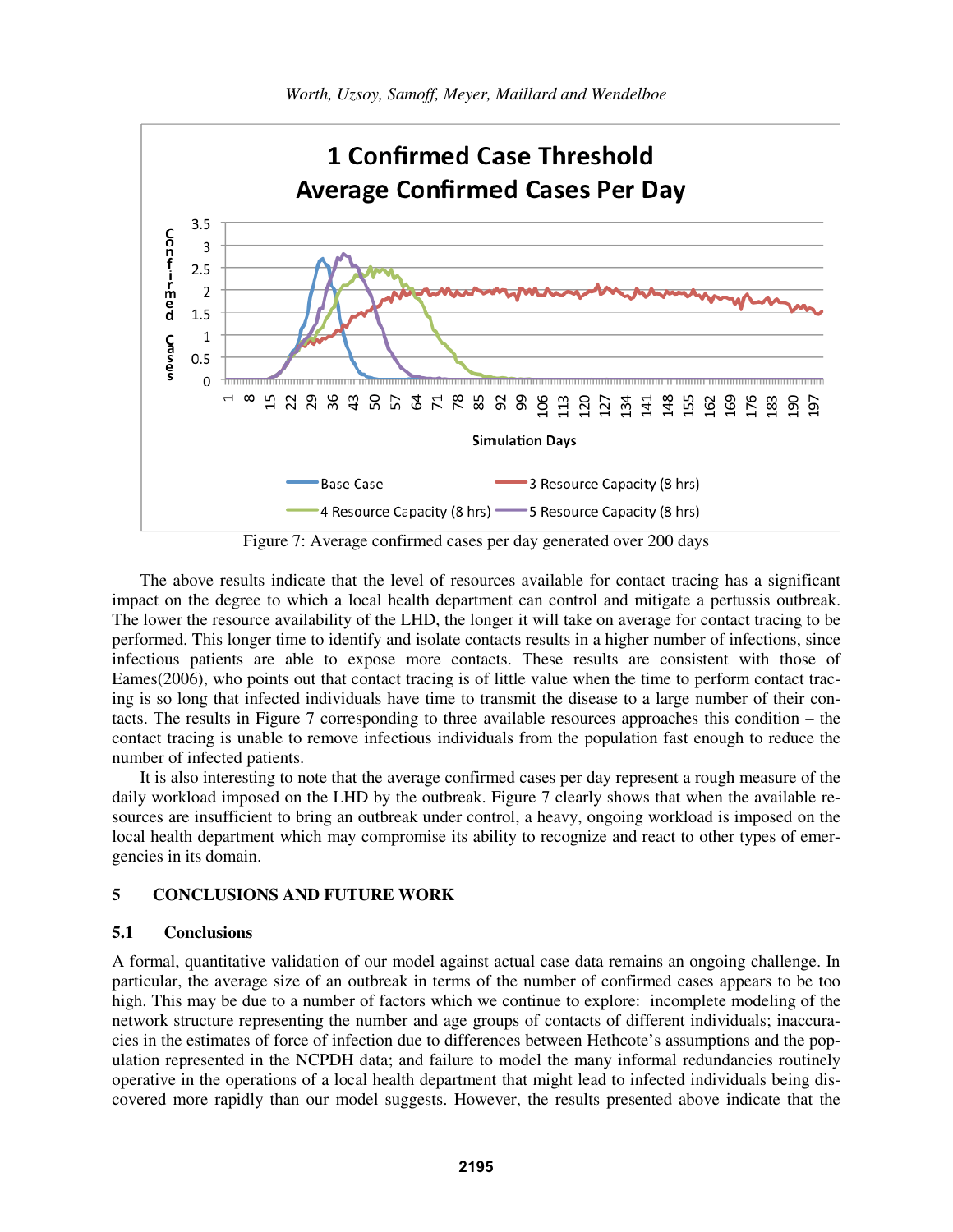1 Confirmed Case Threshold
Average Confirmed Cases Per Day

Confirmed Cases

3.5
3
2.5
2
1.5
1
0.5
0

1 8 15 22 29 36 43 50 57 64 71 78 85 92 99 106 113 120 127 134 141 148 155 162 169 176 183 190 197

Simulation Days

Base Case
3 Resource Capacity (8 hrs)
4 Resource Capacity (8 hrs)
5 Resource Capacity (8 hrs)

Figure 7: Average confirmed cases per day generated over 200 days

The above results indicate that the level of resources available for contact tracing has a significant impact on the degree to which a local health department can control and mitigate a pertussis outbreak. The lower the resource availability of the LHD, the longer it will take on average for contact tracing to be performed. This longer time to identify and isolate contacts results in a higher number of infections, since infectious patients are able to expose more contacts. These results are consistent with those of Eames(2006), who points out that contact tracing is of little value when the time to perform contact tracing is so long that infected individuals have time to transmit the disease to a large number of their contacts. The results in Figure 7 corresponding to three available resources approaches this condition – the contact tracing is unable to remove infectious individuals from the population fast enough to reduce the number of infected patients.

It is also interesting to note that the average confirmed cases per day represent a rough measure of the daily workload imposed on the LHD by the outbreak. Figure 7 clearly shows that when the available resources are insufficient to bring an outbreak under control, a heavy, ongoing workload is imposed on the local health department which may compromise its ability to recognize and react to other types of emergencies in its domain.

## 5 CONCLUSIONS AND FUTURE WORK

### 5.1 Conclusions

A formal, quantitative validation of our model against actual case data remains an ongoing challenge. In particular, the average size of an outbreak in terms of the number of confirmed cases appears to be too high. This may be due to a number of factors which we continue to explore: incomplete modeling of the network structure representing the number and age groups of contacts of different individuals; inaccuracies in the estimates of force of infection due to differences between Hethcote's assumptions and the population represented in the NCPDH data; and failure to model the many informal redundancies routinely operative in the operations of a local health department that might lead to infected individuals being discovered more rapidly than our model suggests. However, the results presented above indicate that the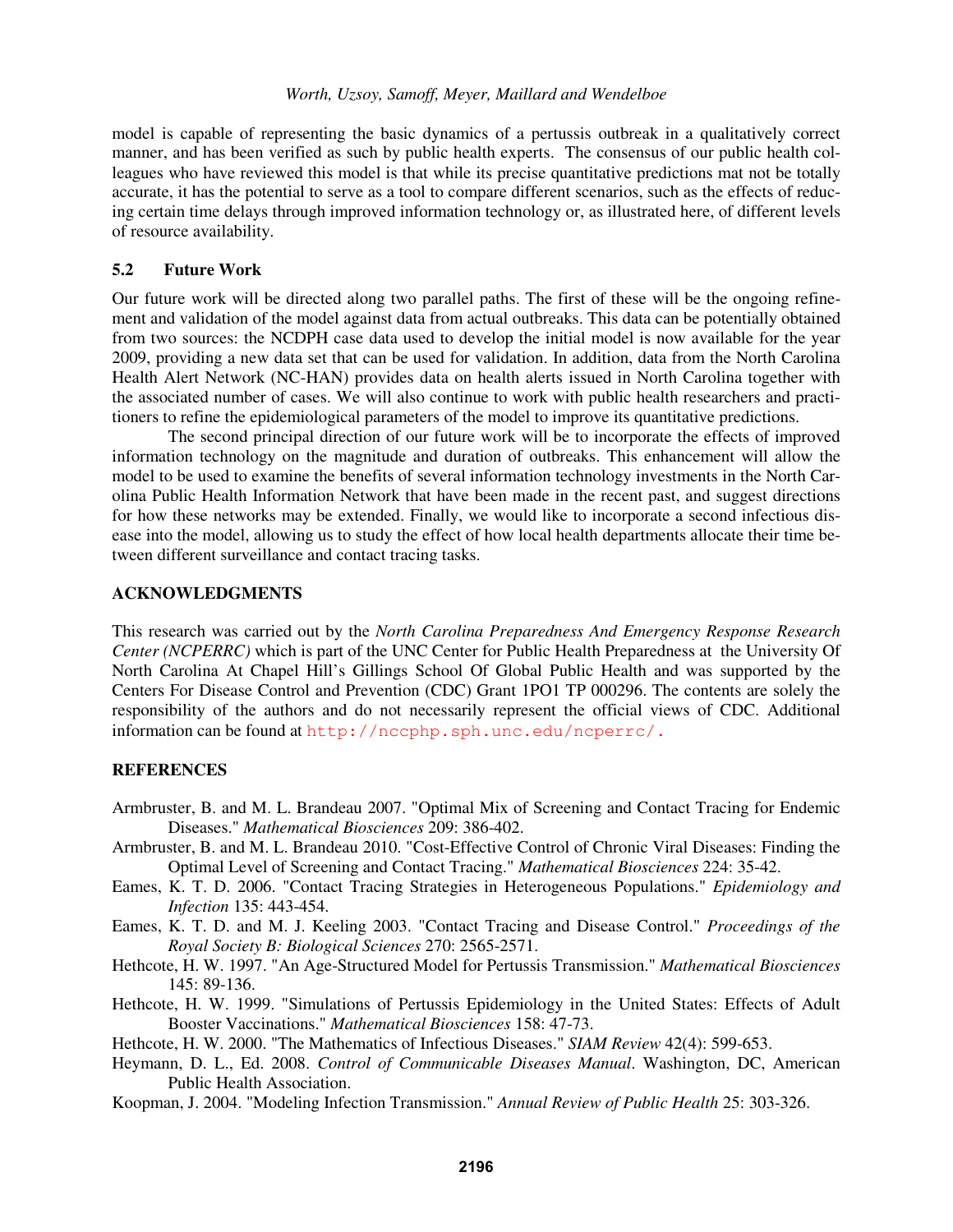model is capable of representing the basic dynamics of a pertussis outbreak in a qualitatively correct manner, and has been verified as such by public health experts. The consensus of our public health colleagues who have reviewed this model is that while its precise quantitative predictions mat not be totally accurate, it has the potential to serve as a tool to compare different scenarios, such as the effects of reducing certain time delays through improved information technology or, as illustrated here, of different levels of resource availability.

### 5.2 Future Work

Our future work will be directed along two parallel paths. The first of these will be the ongoing refinement and validation of the model against data from actual outbreaks. This data can be potentially obtained from two sources: the NCDPH case data used to develop the initial model is now available for the year 2009, providing a new data set that can be used for validation. In addition, data from the North Carolina Health Alert Network (NC-HAN) provides data on health alerts issued in North Carolina together with the associated number of cases. We will also continue to work with public health researchers and practitioners to refine the epidemiological parameters of the model to improve its quantitative predictions.

The second principal direction of our future work will be to incorporate the effects of improved information technology on the magnitude and duration of outbreaks. This enhancement will allow the model to be used to examine the benefits of several information technology investments in the North Carolina Public Health Information Network that have been made in the recent past, and suggest directions for how these networks may be extended. Finally, we would like to incorporate a second infectious disease into the model, allowing us to study the effect of how local health departments allocate their time between different surveillance and contact tracing tasks.

## ACKNOWLEDGMENTS

This research was carried out by the *North Carolina Preparedness And Emergency Response Research Center (NCPERRC)* which is part of the UNC Center for Public Health Preparedness at the University Of North Carolina At Chapel Hill's Gillings School Of Global Public Health and was supported by the Centers For Disease Control and Prevention (CDC) Grant 1PO1 TP 000296. The contents are solely the responsibility of the authors and do not necessarily represent the official views of CDC. Additional information can be found at http://nccphp.sph.unc.edu/ncperrc/.

## REFERENCES

Armbruster, B. and M. L. Brandeau 2007. "Optimal Mix of Screening and Contact Tracing for Endemic Diseases." *Mathematical Biosciences* 209: 386-402.

Armbruster, B. and M. L. Brandeau 2010. "Cost-Effective Control of Chronic Viral Diseases: Finding the Optimal Level of Screening and Contact Tracing." *Mathematical Biosciences* 224: 35-42.

Eames, K. T. D. 2006. "Contact Tracing Strategies in Heterogeneous Populations." *Epidemiology and Infection* 135: 443-454.

Eames, K. T. D. and M. J. Keeling 2003. "Contact Tracing and Disease Control." *Proceedings of the Royal Society B: Biological Sciences* 270: 2565-2571.

Hethcote, H. W. 1997. "An Age-Structured Model for Pertussis Transmission." *Mathematical Biosciences* 145: 89-136.

Hethcote, H. W. 1999. "Simulations of Pertussis Epidemiology in the United States: Effects of Adult Booster Vaccinations." *Mathematical Biosciences* 158: 47-73.

Hethcote, H. W. 2000. "The Mathematics of Infectious Diseases." *SIAM Review* 42(4): 599-653.

Heymann, D. L., Ed. 2008. *Control of Communicable Diseases Manual*. Washington, DC, American Public Health Association.

Koopman, J. 2004. "Modeling Infection Transmission." *Annual Review of Public Health* 25: 303-326.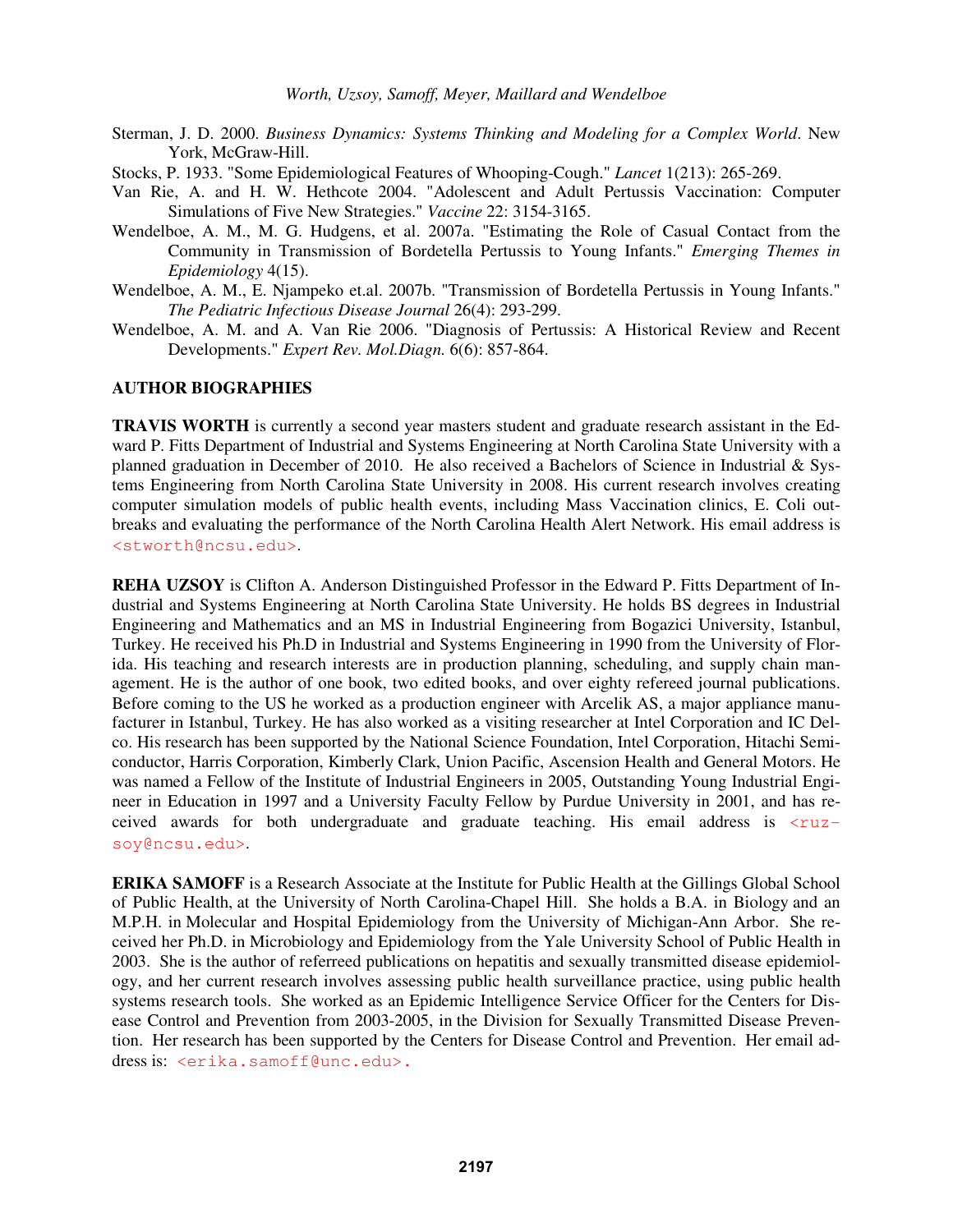Sterman, J. D. 2000. *Business Dynamics: Systems Thinking and Modeling for a Complex World*. New York, McGraw-Hill.

Stocks, P. 1933. "Some Epidemiological Features of Whooping-Cough." *Lancet* 1(213): 265-269.

Van Rie, A. and H. W. Hethcote 2004. "Adolescent and Adult Pertussis Vaccination: Computer Simulations of Five New Strategies." *Vaccine* 22: 3154-3165.

Wendelboe, A. M., M. G. Hudgens, et al. 2007a. "Estimating the Role of Casual Contact from the Community in Transmission of Bordetella Pertussis to Young Infants." *Emerging Themes in Epidemiology* 4(15).

Wendelboe, A. M., E. Njampeko et.al. 2007b. "Transmission of Bordetella Pertussis in Young Infants." *The Pediatric Infectious Disease Journal* 26(4): 293-299.

Wendelboe, A. M. and A. Van Rie 2006. "Diagnosis of Pertussis: A Historical Review and Recent Developments." *Expert Rev. Mol.Diagn.* 6(6): 857-864.

## AUTHOR BIOGRAPHIES

**TRAVIS WORTH** is currently a second year masters student and graduate research assistant in the Edward P. Fitts Department of Industrial and Systems Engineering at North Carolina State University with a planned graduation in December of 2010. He also received a Bachelors of Science in Industrial & Systems Engineering from North Carolina State University in 2008. His current research involves creating computer simulation models of public health events, including Mass Vaccination clinics, E. Coli outbreaks and evaluating the performance of the North Carolina Health Alert Network. His email address is <stworth@ncsu.edu>.

**REHA UZSOY** is Clifton A. Anderson Distinguished Professor in the Edward P. Fitts Department of Industrial and Systems Engineering at North Carolina State University. He holds BS degrees in Industrial Engineering and Mathematics and an MS in Industrial Engineering from Bogazici University, Istanbul, Turkey. He received his Ph.D in Industrial and Systems Engineering in 1990 from the University of Florida. His teaching and research interests are in production planning, scheduling, and supply chain management. He is the author of one book, two edited books, and over eighty refereed journal publications. Before coming to the US he worked as a production engineer with Arcelik AS, a major appliance manufacturer in Istanbul, Turkey. He has also worked as a visiting researcher at Intel Corporation and IC Delco. His research has been supported by the National Science Foundation, Intel Corporation, Hitachi Semiconductor, Harris Corporation, Kimberly Clark, Union Pacific, Ascension Health and General Motors. He was named a Fellow of the Institute of Industrial Engineers in 2005, Outstanding Young Industrial Engineer in Education in 1997 and a University Faculty Fellow by Purdue University in 2001, and has received awards for both undergraduate and graduate teaching. His email address is <ruzsoy@ncsu.edu>.

**ERIKA SAMOFF** is a Research Associate at the Institute for Public Health at the Gillings Global School of Public Health, at the University of North Carolina-Chapel Hill. She holds a B.A. in Biology and an M.P.H. in Molecular and Hospital Epidemiology from the University of Michigan-Ann Arbor. She received her Ph.D. in Microbiology and Epidemiology from the Yale University School of Public Health in 2003. She is the author of referreed publications on hepatitis and sexually transmitted disease epidemiology, and her current research involves assessing public health surveillance practice, using public health systems research tools. She worked as an Epidemic Intelligence Service Officer for the Centers for Disease Control and Prevention from 2003-2005, in the Division for Sexually Transmitted Disease Prevention. Her research has been supported by the Centers for Disease Control and Prevention. Her email address is: <erika.samoff@unc.edu>.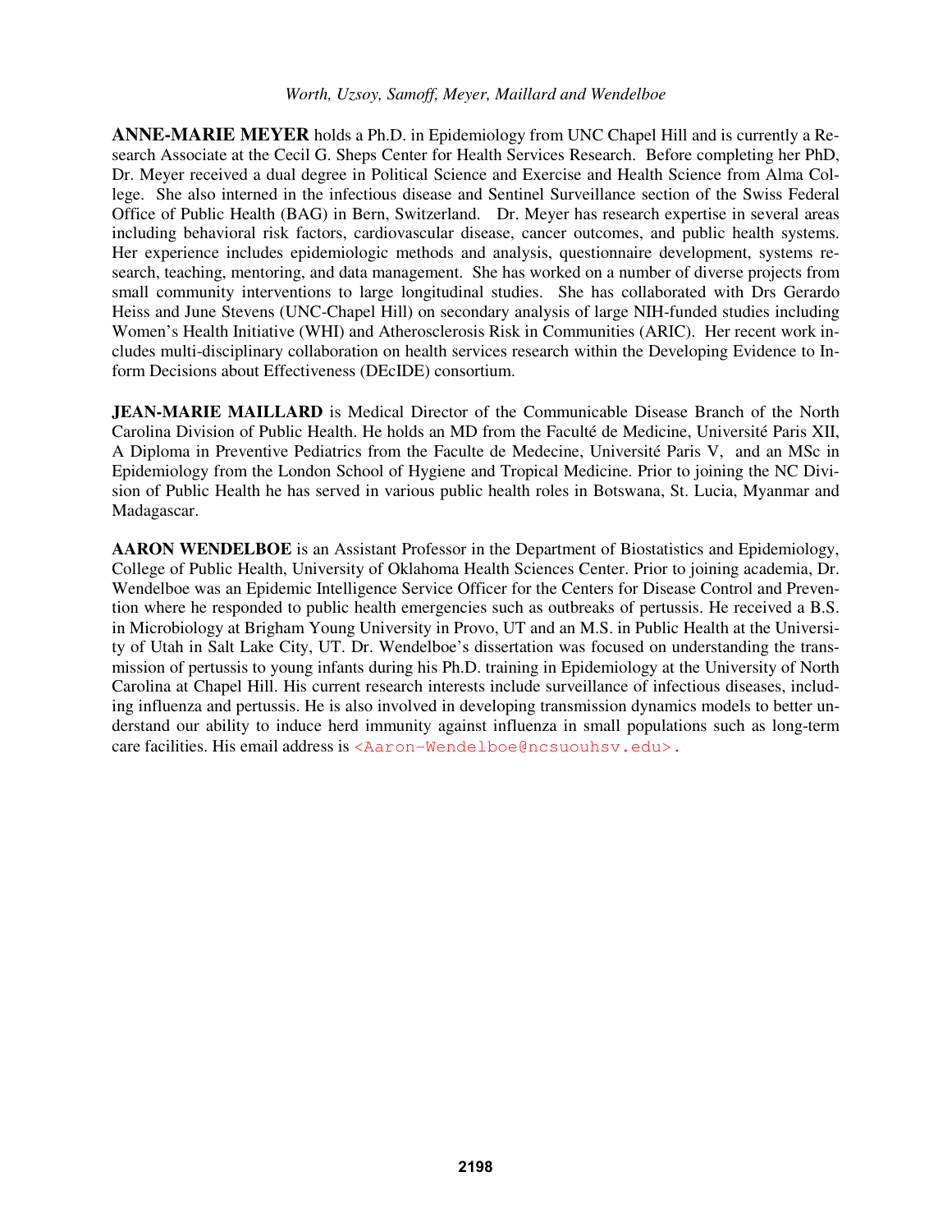**ANNE-MARIE MEYER** holds a Ph.D. in Epidemiology from UNC Chapel Hill and is currently a Research Associate at the Cecil G. Sheps Center for Health Services Research. Before completing her PhD, Dr. Meyer received a dual degree in Political Science and Exercise and Health Science from Alma College. She also interned in the infectious disease and Sentinel Surveillance section of the Swiss Federal Office of Public Health (BAG) in Bern, Switzerland. Dr. Meyer has research expertise in several areas including behavioral risk factors, cardiovascular disease, cancer outcomes, and public health systems. Her experience includes epidemiologic methods and analysis, questionnaire development, systems research, teaching, mentoring, and data management. She has worked on a number of diverse projects from small community interventions to large longitudinal studies. She has collaborated with Drs Gerardo Heiss and June Stevens (UNC-Chapel Hill) on secondary analysis of large NIH-funded studies including Women's Health Initiative (WHI) and Atherosclerosis Risk in Communities (ARIC). Her recent work includes multi-disciplinary collaboration on health services research within the Developing Evidence to Inform Decisions about Effectiveness (DEcIDE) consortium.

**JEAN-MARIE MAILLARD** is Medical Director of the Communicable Disease Branch of the North Carolina Division of Public Health. He holds an MD from the Faculté de Medicine, Université Paris XII, A Diploma in Preventive Pediatrics from the Faculte de Medecine, Université Paris V, and an MSc in Epidemiology from the London School of Hygiene and Tropical Medicine. Prior to joining the NC Division of Public Health he has served in various public health roles in Botswana, St. Lucia, Myanmar and Madagascar.

**AARON WENDELBOE** is an Assistant Professor in the Department of Biostatistics and Epidemiology, College of Public Health, University of Oklahoma Health Sciences Center. Prior to joining academia, Dr. Wendelboe was an Epidemic Intelligence Service Officer for the Centers for Disease Control and Prevention where he responded to public health emergencies such as outbreaks of pertussis. He received a B.S. in Microbiology at Brigham Young University in Provo, UT and an M.S. in Public Health at the University of Utah in Salt Lake City, UT. Dr. Wendelboe's dissertation was focused on understanding the transmission of pertussis to young infants during his Ph.D. training in Epidemiology at the University of North Carolina at Chapel Hill. His current research interests include surveillance of infectious diseases, including influenza and pertussis. He is also involved in developing transmission dynamics models to better understand our ability to induce herd immunity against influenza in small populations such as long-term care facilities. His email address is <Aaron-Wendelboe@ncsuouhsv.edu>.